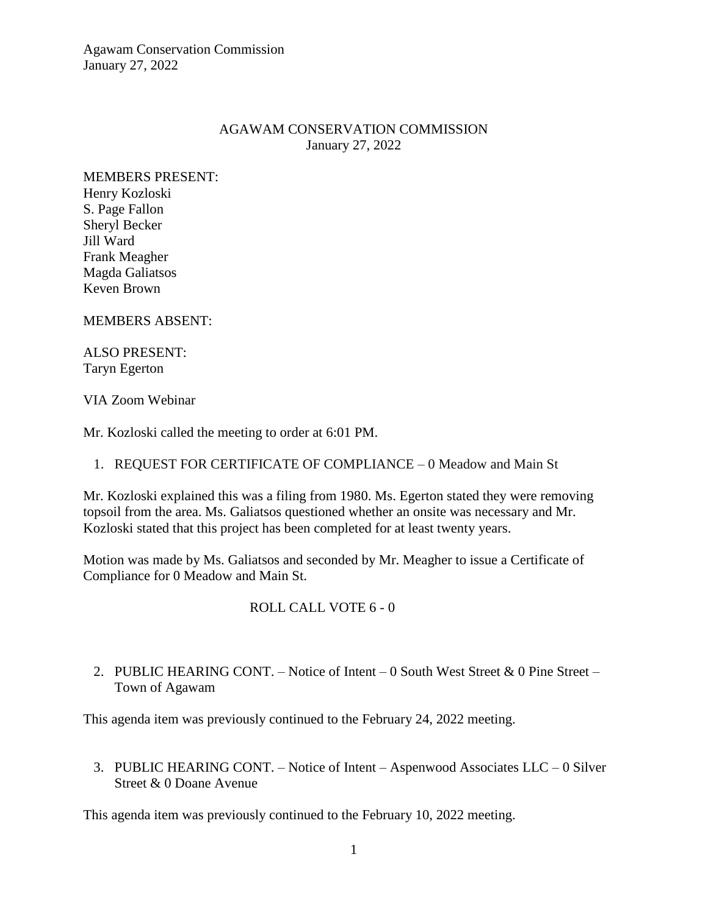# AGAWAM CONSERVATION COMMISSION
January 27, 2022

MEMBERS PRESENT:
Henry Kozloski
S. Page Fallon
Sheryl Becker
Jill Ward
Frank Meagher
Magda Galiatsos
Keven Brown

MEMBERS ABSENT:

ALSO PRESENT:
Taryn Egerton

VIA Zoom Webinar

Mr. Kozloski called the meeting to order at 6:01 PM.

1. REQUEST FOR CERTIFICATE OF COMPLIANCE – 0 Meadow and Main St

Mr. Kozloski explained this was a filing from 1980. Ms. Egerton stated they were removing topsoil from the area. Ms. Galiatsos questioned whether an onsite was necessary and Mr. Kozloski stated that this project has been completed for at least twenty years.

Motion was made by Ms. Galiatsos and seconded by Mr. Meagher to issue a Certificate of Compliance for 0 Meadow and Main St.

ROLL CALL VOTE 6 - 0

2. PUBLIC HEARING CONT. – Notice of Intent – 0 South West Street & 0 Pine Street – Town of Agawam

This agenda item was previously continued to the February 24, 2022 meeting.

3. PUBLIC HEARING CONT. – Notice of Intent – Aspenwood Associates LLC – 0 Silver Street & 0 Doane Avenue

This agenda item was previously continued to the February 10, 2022 meeting.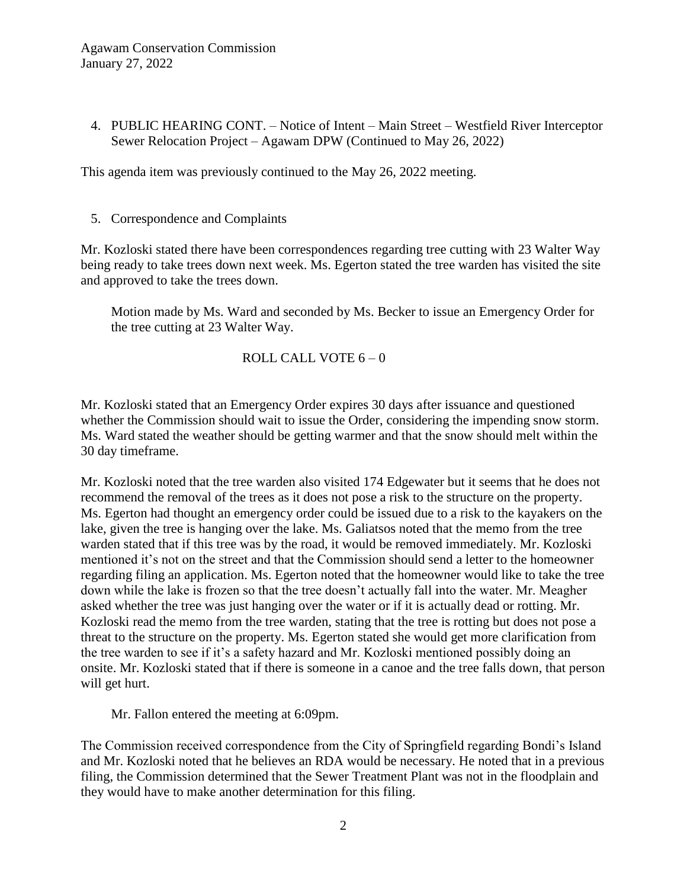4. PUBLIC HEARING CONT. – Notice of Intent – Main Street – Westfield River Interceptor Sewer Relocation Project – Agawam DPW (Continued to May 26, 2022)

This agenda item was previously continued to the May 26, 2022 meeting.

5. Correspondence and Complaints

Mr. Kozloski stated there have been correspondences regarding tree cutting with 23 Walter Way being ready to take trees down next week. Ms. Egerton stated the tree warden has visited the site and approved to take the trees down.

> Motion made by Ms. Ward and seconded by Ms. Becker to issue an Emergency Order for the tree cutting at 23 Walter Way.
>
> ROLL CALL VOTE 6 – 0

Mr. Kozloski stated that an Emergency Order expires 30 days after issuance and questioned whether the Commission should wait to issue the Order, considering the impending snow storm. Ms. Ward stated the weather should be getting warmer and that the snow should melt within the 30 day timeframe.

Mr. Kozloski noted that the tree warden also visited 174 Edgewater but it seems that he does not recommend the removal of the trees as it does not pose a risk to the structure on the property. Ms. Egerton had thought an emergency order could be issued due to a risk to the kayakers on the lake, given the tree is hanging over the lake. Ms. Galiatsos noted that the memo from the tree warden stated that if this tree was by the road, it would be removed immediately. Mr. Kozloski mentioned it's not on the street and that the Commission should send a letter to the homeowner regarding filing an application. Ms. Egerton noted that the homeowner would like to take the tree down while the lake is frozen so that the tree doesn't actually fall into the water. Mr. Meagher asked whether the tree was just hanging over the water or if it is actually dead or rotting. Mr. Kozloski read the memo from the tree warden, stating that the tree is rotting but does not pose a threat to the structure on the property. Ms. Egerton stated she would get more clarification from the tree warden to see if it's a safety hazard and Mr. Kozloski mentioned possibly doing an onsite. Mr. Kozloski stated that if there is someone in a canoe and the tree falls down, that person will get hurt.

> Mr. Fallon entered the meeting at 6:09pm.

The Commission received correspondence from the City of Springfield regarding Bondi's Island and Mr. Kozloski noted that he believes an RDA would be necessary. He noted that in a previous filing, the Commission determined that the Sewer Treatment Plant was not in the floodplain and they would have to make another determination for this filing.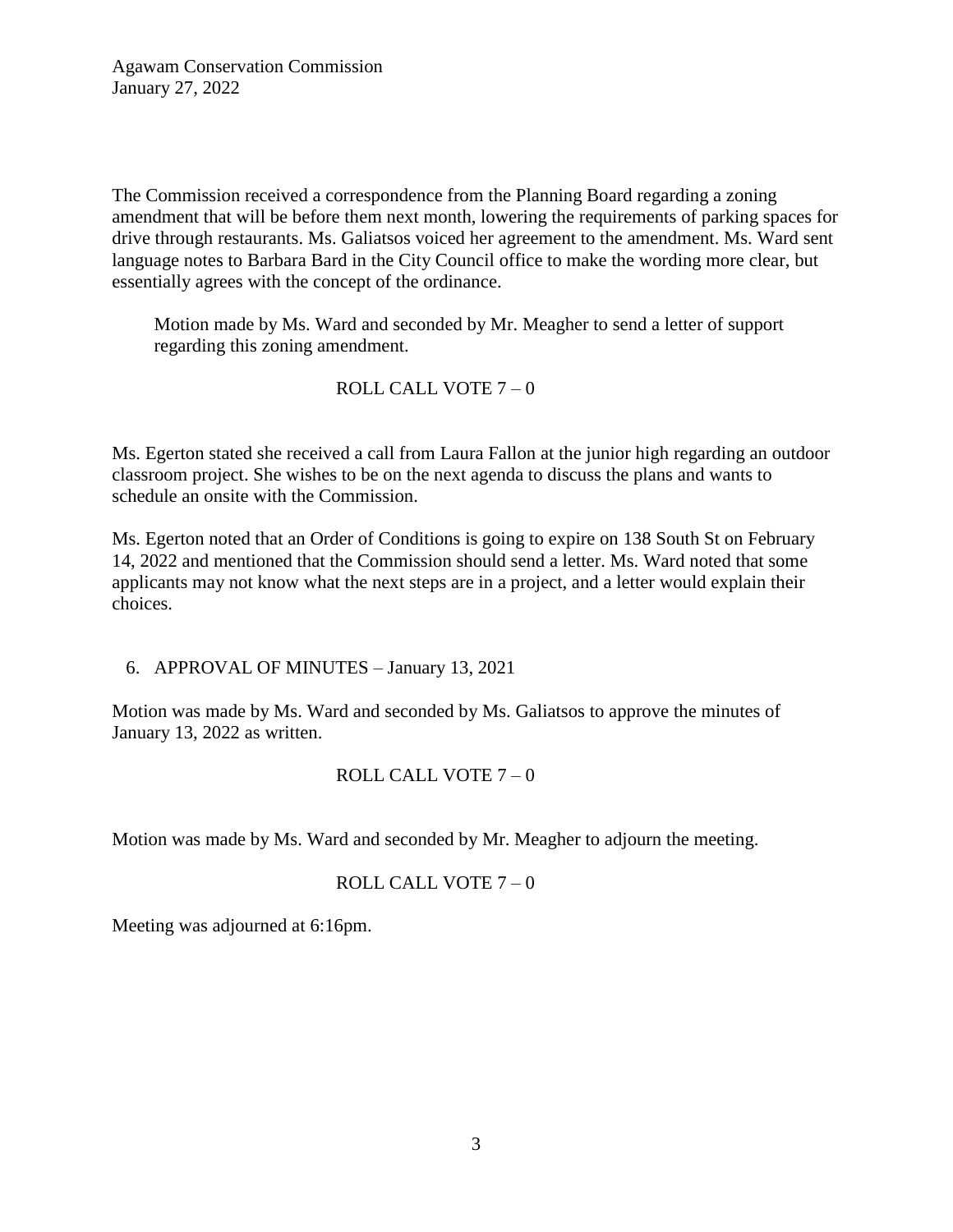The Commission received a correspondence from the Planning Board regarding a zoning amendment that will be before them next month, lowering the requirements of parking spaces for drive through restaurants. Ms. Galiatsos voiced her agreement to the amendment. Ms. Ward sent language notes to Barbara Bard in the City Council office to make the wording more clear, but essentially agrees with the concept of the ordinance.

> Motion made by Ms. Ward and seconded by Mr. Meagher to send a letter of support regarding this zoning amendment.
>
> ROLL CALL VOTE 7 – 0

Ms. Egerton stated she received a call from Laura Fallon at the junior high regarding an outdoor classroom project. She wishes to be on the next agenda to discuss the plans and wants to schedule an onsite with the Commission.

Ms. Egerton noted that an Order of Conditions is going to expire on 138 South St on February 14, 2022 and mentioned that the Commission should send a letter. Ms. Ward noted that some applicants may not know what the next steps are in a project, and a letter would explain their choices.

6. APPROVAL OF MINUTES – January 13, 2021

Motion was made by Ms. Ward and seconded by Ms. Galiatsos to approve the minutes of January 13, 2022 as written.

ROLL CALL VOTE 7 – 0

Motion was made by Ms. Ward and seconded by Mr. Meagher to adjourn the meeting.

ROLL CALL VOTE 7 – 0

Meeting was adjourned at 6:16pm.